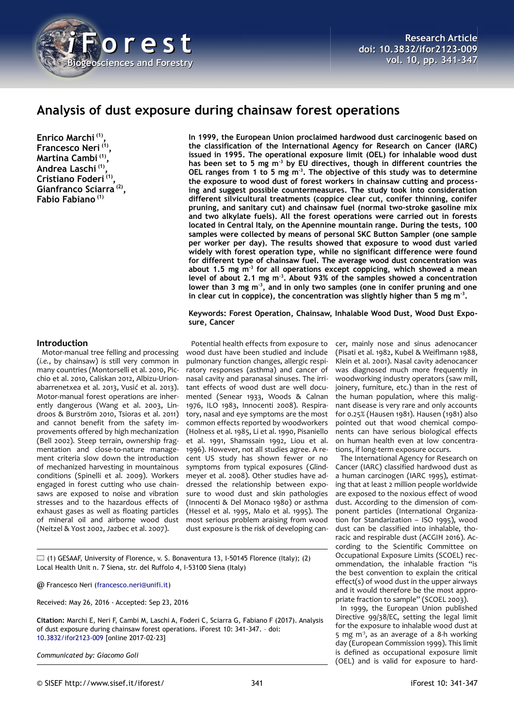# Analysis of dust exposure during chainsaw forest operations

**Enrico Marchi [(1)], Francesco Neri [(1)], Martina Cambi [(1)], Andrea Laschi [(1)], Cristiano Foderi [(1)], Gianfranco Sciarra [(2)], Fabio Fabiano [(1)]**

**In 1999, the European Union proclaimed hardwood dust carcinogenic based on the classification of the International Agency for Research on Cancer (IARC) issued in 1995. The operational exposure limit (OEL) for inhalable wood dust has been set to 5 mg m$^{-3}$ by EU directives, though in different countries the OEL ranges from 1 to 5 mg m$^{-3}$. The objective of this study was to determine the exposure to wood dust of forest workers in chainsaw cutting and processing and suggest possible countermeasures. The study took into consideration different silvicultural treatments (coppice clear cut, conifer thinning, conifer pruning, and sanitary cut) and chainsaw fuel (normal two-stroke gasoline mix and two alkylate fuels). All the forest operations were carried out in forests located in Central Italy, on the Apennine mountain range. During the tests, 100 samples were collected by means of personal SKC Button Sampler (one sample per worker per day). The results showed that exposure to wood dust varied widely with forest operation type, while no significant difference were found for different type of chainsaw fuel. The average wood dust concentration was about 1.5 mg m$^{-3}$ for all operations except coppicing, which showed a mean level of about 2.1 mg m$^{-3}$. About 93% of the samples showed a concentration lower than 3 mg m$^{-3}$, and in only two samples (one in conifer pruning and one in clear cut in coppice), the concentration was slightly higher than 5 mg m$^{-3}$.**

**Keywords: Forest Operation, Chainsaw, Inhalable Wood Dust, Wood Dust Exposure, Cancer**

## Introduction

Motor-manual tree felling and processing (*i.e.*, by chainsaw) is still very common in many countries (Montorselli et al. 2010, Picchio et al. 2010, Caliskan 2012, Albizu-Urionabarrenetxea et al. 2013, Vusić et al. 2013). Motor-manual forest operations are inherently dangerous (Wang et al. 2003, Lindroos & Burström 2010, Tsioras et al. 2011) and cannot benefit from the safety improvements offered by high mechanization (Bell 2002). Steep terrain, ownership fragmentation and close-to-nature management criteria slow down the introduction of mechanized harvesting in mountainous conditions (Spinelli et al. 2009). Workers engaged in forest cutting who use chainsaws are exposed to noise and vibration stresses and to the hazardous effects of exhaust gases as well as floating particles of mineral oil and airborne wood dust (Neitzel & Yost 2002, Jazbec et al. 2007).

Potential health effects from exposure to wood dust have been studied and include pulmonary function changes, allergic respiratory responses (asthma) and cancer of nasal cavity and paranasal sinuses. The irritant effects of wood dust are well documented (Senear 1933, Woods & Calnan 1976, ILO 1983, Innocenti 2008). Respiratory, nasal and eye symptoms are the most common effects reported by woodworkers (Holness et al. 1985, Li et al. 1990, Pisaniello et al. 1991, Shamssain 1992, Liou et al. 1996). However, not all studies agree. A recent US study has shown fewer or no symptoms from typical exposures (Glindmeyer et al. 2008). Other studies have addressed the relationship between exposure to wood dust and skin pathologies (Innocenti & Del Monaco 1980) or asthma (Hessel et al. 1995, Malo et al. 1995). The most serious problem araising from wood dust exposure is the risk of developing cancer, mainly nose and sinus adenocancer (Pisati et al. 1982, Kubel & Weiflmann 1988, Klein et al. 2001). Nasal cavity adenocancer was diagnosed much more frequently in woodworking industry operators (saw mill, joinery, furniture, etc.) than in the rest of the human population, where this malignant disease is very rare and only accounts for 0.25% (Hausen 1981). Hausen (1981) also pointed out that wood chemical components can have serious biological effects on human health even at low concentrations, if long-term exposure occurs.

The International Agency for Research on Cancer (IARC) classified hardwood dust as a human carcinogen (IARC 1995), estimating that at least 2 million people worldwide are exposed to the noxious effect of wood dust. According to the dimension of component particles (International Organization for Standardization – ISO 1995), wood dust can be classified into inhalable, thoracic and respirable dust (ACGIH 2016). According to the Scientific Committee on Occupational Exposure Limits (SCOEL) recommendation, the inhalable fraction "is the best convention to explain the critical effect(s) of wood dust in the upper airways and it would therefore be the most appropriate fraction to sample" (SCOEL 2003).

In 1999, the European Union published Directive 99/38/EC, setting the legal limit for the exposure to inhalable wood dust at 5 mg m$^{-3}$, as an average of a 8-h working day (European Commission 1999). This limit is defined as occupational exposure limit (OEL) and is valid for exposure to hard-

---

(1) GESAAF, University of Florence, v. S. Bonaventura 13, I-50145 Florence (Italy); (2) Local Health Unit n. 7 Siena, str. del Ruffolo 4, I-53100 Siena (Italy)

@ Francesco Neri (francesco.neri@unifi.it)

Received: May 26, 2016 - Accepted: Sep 23, 2016

**Citation:** Marchi E, Neri F, Cambi M, Laschi A, Foderi C, Sciarra G, Fabiano F (2017). Analysis of dust exposure during chainsaw forest operations. iForest 10: 341-347. – doi: 10.3832/ifor2123-009 [online 2017-02-23]

*Communicated by: Giacomo Goli*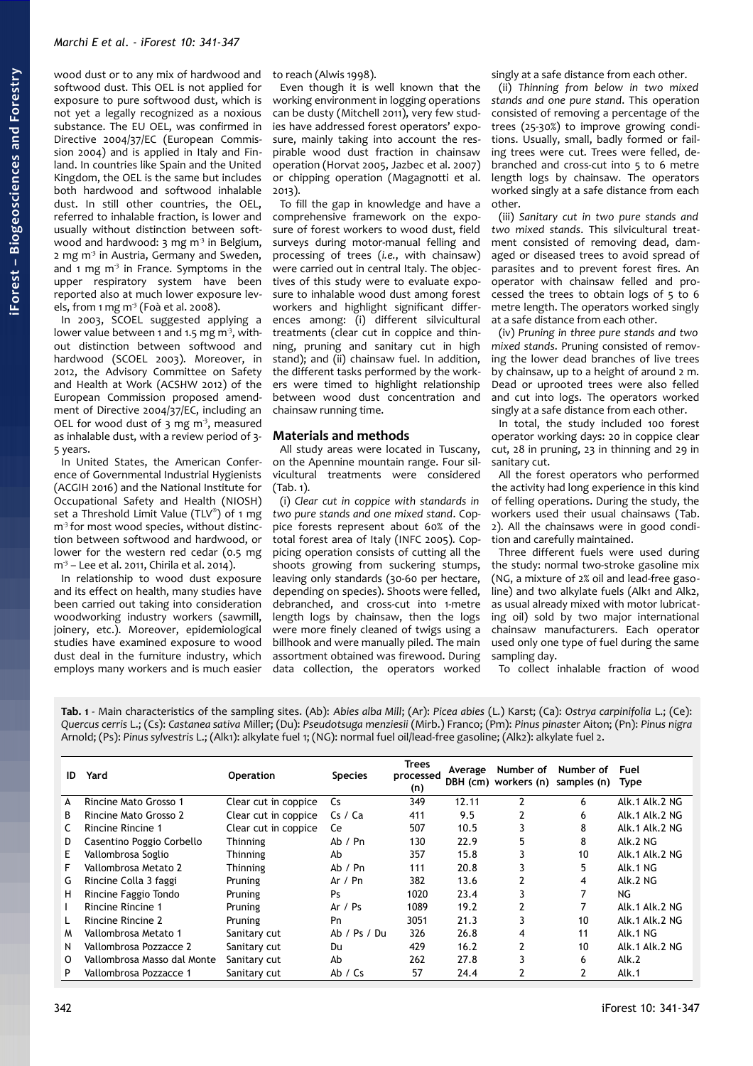wood dust or to any mix of hardwood and softwood dust. This OEL is not applied for exposure to pure softwood dust, which is not yet a legally recognized as a noxious substance. The EU OEL, was confirmed in Directive 2004/37/EC (European Commission 2004) and is applied in Italy and Finland. In countries like Spain and the United Kingdom, the OEL is the same but includes both hardwood and softwood inhalable dust. In still other countries, the OEL, referred to inhalable fraction, is lower and usually without distinction between softwood and hardwood: 3 mg m$^{-3}$ in Belgium, 2 mg m$^{-3}$ in Austria, Germany and Sweden, and 1 mg m$^{-3}$ in France. Symptoms in the upper respiratory system have been reported also at much lower exposure levels, from 1 mg m$^{-3}$ (Foà et al. 2008).

In 2003, SCOEL suggested applying a lower value between 1 and 1.5 mg m$^{-3}$, without distinction between softwood and hardwood (SCOEL 2003). Moreover, in 2012, the Advisory Committee on Safety and Health at Work (ACSHW 2012) of the European Commission proposed amendment of Directive 2004/37/EC, including an OEL for wood dust of 3 mg m$^{-3}$, measured as inhalable dust, with a review period of 3-5 years.

In United States, the American Conference of Governmental Industrial Hygienists (ACGIH 2016) and the National Institute for Occupational Safety and Health (NIOSH) set a Threshold Limit Value (TLV®) of 1 mg m$^{-3}$ for most wood species, without distinction between softwood and hardwood, or lower for the western red cedar (0.5 mg m$^{-3}$ – Lee et al. 2011, Chirila et al. 2014).

In relationship to wood dust exposure and its effect on health, many studies have been carried out taking into consideration woodworking industry workers (sawmill, joinery, etc.). Moreover, epidemiological studies have examined exposure to wood dust deal in the furniture industry, which employs many workers and is much easier to reach (Alwis 1998).

Even though it is well known that the working environment in logging operations can be dusty (Mitchell 2011), very few studies have addressed forest operators' exposure, mainly taking into account the respirable wood dust fraction in chainsaw operation (Horvat 2005, Jazbec et al. 2007) or chipping operation (Magagnotti et al. 2013).

To fill the gap in knowledge and have a comprehensive framework on the exposure of forest workers to wood dust, field surveys during motor-manual felling and processing of trees (*i.e.*, with chainsaw) were carried out in central Italy. The objectives of this study were to evaluate exposure to inhalable wood dust among forest workers and highlight significant differences among: (i) different silvicultural treatments (clear cut in coppice and thinning, pruning and sanitary cut in high stand); and (ii) chainsaw fuel. In addition, the different tasks performed by the workers were timed to highlight relationship between wood dust concentration and chainsaw running time.

## Materials and methods

All study areas were located in Tuscany, on the Apennine mountain range. Four silvicultural treatments were considered (Tab. 1).

(i) *Clear cut in coppice with standards in two pure stands and one mixed stand*. Coppice forests represent about 60% of the total forest area of Italy (INFC 2005). Coppicing operation consists of cutting all the shoots growing from suckering stumps, leaving only standards (30-60 per hectare, depending on species). Shoots were felled, debranched, and cross-cut into 1-metre length logs by chainsaw, then the logs were more finely cleaned of twigs using a billhook and were manually piled. The main assortment obtained was firewood. During data collection, the operators worked singly at a safe distance from each other.

(ii) *Thinning from below in two mixed stands and one pure stand*. This operation consisted of removing a percentage of the trees (25-30%) to improve growing conditions. Usually, small, badly formed or failing trees were cut. Trees were felled, debranched and cross-cut into 5 to 6 metre length logs by chainsaw. The operators worked singly at a safe distance from each other.

(iii) *Sanitary cut in two pure stands and two mixed stands*. This silvicultural treatment consisted of removing dead, damaged or diseased trees to avoid spread of parasites and to prevent forest fires. An operator with chainsaw felled and processed the trees to obtain logs of 5 to 6 metre length. The operators worked singly at a safe distance from each other.

(iv) *Pruning in three pure stands and two mixed stands*. Pruning consisted of removing the lower dead branches of live trees by chainsaw, up to a height of around 2 m. Dead or uprooted trees were also felled and cut into logs. The operators worked singly at a safe distance from each other.

In total, the study included 100 forest operator working days: 20 in coppice clear cut, 28 in pruning, 23 in thinning and 29 in sanitary cut.

All the forest operators who performed the activity had long experience in this kind of felling operations. During the study, the workers used their usual chainsaws (Tab. 2). All the chainsaws were in good condition and carefully maintained.

Three different fuels were used during the study: normal two-stroke gasoline mix (NG, a mixture of 2% oil and lead-free gasoline) and two alkylate fuels (Alk1 and Alk2, as usual already mixed with motor lubricating oil) sold by two major international chainsaw manufacturers. Each operator used only one type of fuel during the same sampling day.

To collect inhalable fraction of wood

**Tab. 1** - Main characteristics of the sampling sites. (Ab): *Abies alba Mill*; (Ar): *Picea abies* (L.) Karst; (Ca): *Ostrya carpinifolia* L.; (Ce): *Quercus cerris* L.; (Cs): *Castanea sativa* Miller; (Du): *Pseudotsuga menziesii* (Mirb.) Franco; (Pm): *Pinus pinaster* Aiton; (Pn): *Pinus nigra* Arnold; (Ps): *Pinus sylvestris* L.; (Alk1): alkylate fuel 1; (NG): normal fuel oil/lead-free gasoline; (Alk2): alkylate fuel 2.

| ID | Yard | Operation | Species | Trees processed (n) | Average DBH (cm) | Number of workers (n) | Number of samples (n) | Fuel Type |
|---|---|---|---|---|---|---|---|---|
| A | Rincine Mato Grosso 1 | Clear cut in coppice | Cs | 349 | 12.11 | 2 | 6 | Alk.1 Alk.2 NG |
| B | Rincine Mato Grosso 2 | Clear cut in coppice | Cs / Ca | 411 | 9.5 | 2 | 6 | Alk.1 Alk.2 NG |
| C | Rincine Rincine 1 | Clear cut in coppice | Ce | 507 | 10.5 | 3 | 8 | Alk.1 Alk.2 NG |
| D | Casentino Poggio Corbello | Thinning | Ab / Pn | 130 | 22.9 | 5 | 8 | Alk.2 NG |
| E | Vallombrosa Soglio | Thinning | Ab | 357 | 15.8 | 3 | 10 | Alk.1 Alk.2 NG |
| F | Vallombrosa Metato 2 | Thinning | Ab / Pn | 111 | 20.8 | 3 | 5 | Alk.1 NG |
| G | Rincine Colla 3 faggi | Pruning | Ar / Pn | 382 | 13.6 | 2 | 4 | Alk.2 NG |
| H | Rincine Faggio Tondo | Pruning | Ps | 1020 | 23.4 | 3 | 7 | NG |
| I | Rincine Rincine 1 | Pruning | Ar / Ps | 1089 | 19.2 | 2 | 7 | Alk.1 Alk.2 NG |
| L | Rincine Rincine 2 | Pruning | Pn | 3051 | 21.3 | 3 | 10 | Alk.1 Alk.2 NG |
| M | Vallombrosa Metato 1 | Sanitary cut | Ab / Ps / Du | 326 | 26.8 | 4 | 11 | Alk.1 NG |
| N | Vallombrosa Pozzacce 2 | Sanitary cut | Du | 429 | 16.2 | 2 | 10 | Alk.1 Alk.2 NG |
| O | Vallombrosa Masso dal Monte | Sanitary cut | Ab | 262 | 27.8 | 3 | 6 | Alk.2 |
| P | Vallombrosa Pozzacce 1 | Sanitary cut | Ab / Cs | 57 | 24.4 | 2 | 2 | Alk.1 |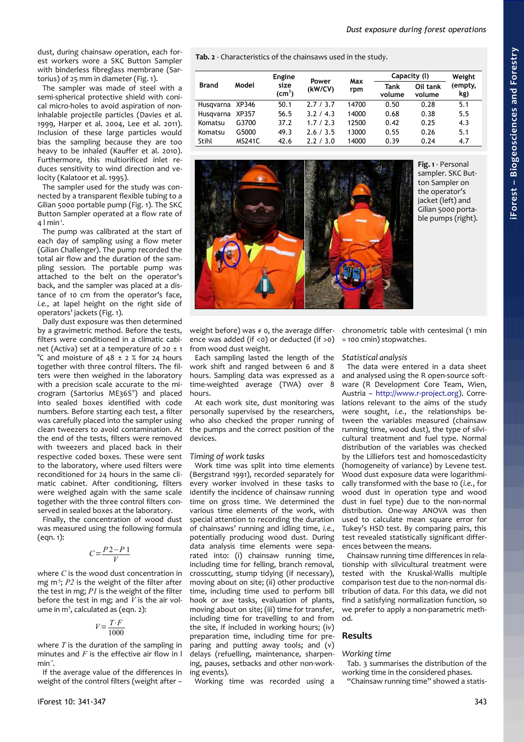dust, during chainsaw operation, each forest workers wore a SKC Button Sampler with binderless fibreglass membrane (Sartorius) of 25 mm in diameter (Fig. 1).

The sampler was made of steel with a semi-spherical protective shield with conical micro-holes to avoid aspiration of non-inhalable projectile particles (Davies et al. 1999, Harper et al. 2004, Lee et al. 2011). Inclusion of these large particles would bias the sampling because they are too heavy to be inhaled (Kauffer et al. 2010). Furthermore, this multiorificed inlet reduces sensitivity to wind direction and velocity (Kalatoor et al. 1995).

The sampler used for the study was connected by a transparent flexible tubing to a Gilian 5000 portable pump (Fig. 1). The SKC Button Sampler operated at a flow rate of 4 l min[-1].

The pump was calibrated at the start of each day of sampling using a flow meter (Gilian Challenger). The pump recorded the total air flow and the duration of the sampling session. The portable pump was attached to the belt on the operator's back, and the sampler was placed at a distance of 10 cm from the operator's face, *i.e.*, at lapel height on the right side of operators' jackets (Fig. 1).

Daily dust exposure was then determined by a gravimetric method. Before the tests, filters were conditioned in a climatic cabinet (Activa) set at a temperature of 20 ± 1 °C and moisture of 48 ± 2 % for 24 hours together with three control filters. The filters were then weighed in the laboratory with a precision scale accurate to the microgram (Sartorius ME36S®) and placed into sealed boxes identified with code numbers. Before starting each test, a filter was carefully placed into the sampler using clean tweezers to avoid contamination. At the end of the tests, filters were removed with tweezers and placed back in their respective coded boxes. These were sent to the laboratory, where used filters were reconditioned for 24 hours in the same climatic cabinet. After conditioning, filters were weighed again with the same scale together with the three control filters conserved in sealed boxes at the laboratory.

Finally, the concentration of wood dust was measured using the following formula (eqn. 1):

$$C = \frac{P2 - P1}{V}$$

where $C$ is the wood dust concentration in mg m[-3]; $P2$ is the weight of the filter after the test in mg; $P1$ is the weight of the filter before the test in mg; and $V$ is the air volume in m[3], calculated as (eqn. 2):

$$V = \frac{T \cdot F}{1000}$$

where $T$ is the duration of the sampling in minutes and $F$ is the effective air flow in l min[-1].

If the average value of the differences in weight of the control filters (weight after – weight before) was ≠ 0, the average difference was added (if <0) or deducted (if >0) from wood dust weight.

Each sampling lasted the length of the work shift and ranged between 6 and 8 hours. Sampling data was expressed as a time-weighted average (TWA) over 8 hours.

At each work site, dust monitoring was personally supervised by the researchers, who also checked the proper running of the pumps and the correct position of the devices.

**Tab. 2** - Characteristics of the chainsaws used in the study.

| Brand | Model | Engine size ($cm^3$) | Power (kW/CV) | Max rpm | Capacity (l) | | Weight (empty, kg) |
|---|---|---|---|---|---|---|---|
| | | | | | Tank volume | Oil tank volume | |
| Husqvarna | XP346 | 50.1 | 2.7 / 3.7 | 14700 | 0.50 | 0.28 | 5.1 |
| Husqvarna | XP357 | 56.5 | 3.2 / 4.3 | 14000 | 0.68 | 0.38 | 5.5 |
| Komatsu | G3700 | 37.2 | 1.7 / 2.3 | 12500 | 0.42 | 0.25 | 4.3 |
| Komatsu | G5000 | 49.3 | 2.6 / 3.5 | 13000 | 0.55 | 0.26 | 5.1 |
| Stihl | MS241C | 42.6 | 2.2 / 3.0 | 14000 | 0.39 | 0.24 | 4.7 |

**Fig. 1** - Personal sampler. SKC Button Sampler on the operator's jacket (left) and Gilian 5000 portable pumps (right).

### Timing of work tasks

Work time was split into time elements (Bergstrand 1991), recorded separately for every worker involved in these tasks to identify the incidence of chainsaw running time on gross time. We determined the various time elements of the work, with special attention to recording the duration of chainsaws' running and idling time, *i.e.*, potentially producing wood dust. During data analysis time elements were separated into: (i) chainsaw running time, including time for felling, branch removal, crosscutting, stump tidying (if necessary), moving about on site; (ii) other productive time, including time used to perform bill hook or axe tasks, evaluation of plants, moving about on site; (iii) time for transfer, including time for travelling to and from the site, if included in working hours; (iv) preparation time, including time for preparing and putting away tools; and (v) delays (refuelling, maintenance, sharpening, pauses, setbacks and other non-working events).

Working time was recorded using a chronometric table with centesimal (1 min = 100 cmin) stopwatches.

### Statistical analysis

The data were entered in a data sheet and analysed using the R open-source software (R Development Core Team, Wien, Austria – http://www.r-project.org). Correlations relevant to the aims of the study were sought, *i.e.*, the relationships between the variables measured (chainsaw running time, wood dust), the type of silvicultural treatment and fuel type. Normal distribution of the variables was checked by the Lilliefors test and homoscedasticity (homogeneity of variance) by Levene test. Wood dust exposure data were logarithmically transformed with the base 10 (*i.e.*, for wood dust in operation type and wood dust in fuel type) due to the non-normal distribution. One-way ANOVA was then used to calculate mean square error for Tukey's HSD test. By comparing pairs, this test revealed statistically significant differences between the means.

Chainsaw running time differences in relationship with silvicultural treatment were tested with the Kruskal-Wallis multiple comparison test due to the non-normal distribution of data. For this data, we did not find a satisfying normalization function, so we prefer to apply a non-parametric method.

## Results

### Working time

Tab. 3 summarises the distribution of the working time in the considered phases.

"Chainsaw running time" showed a statis-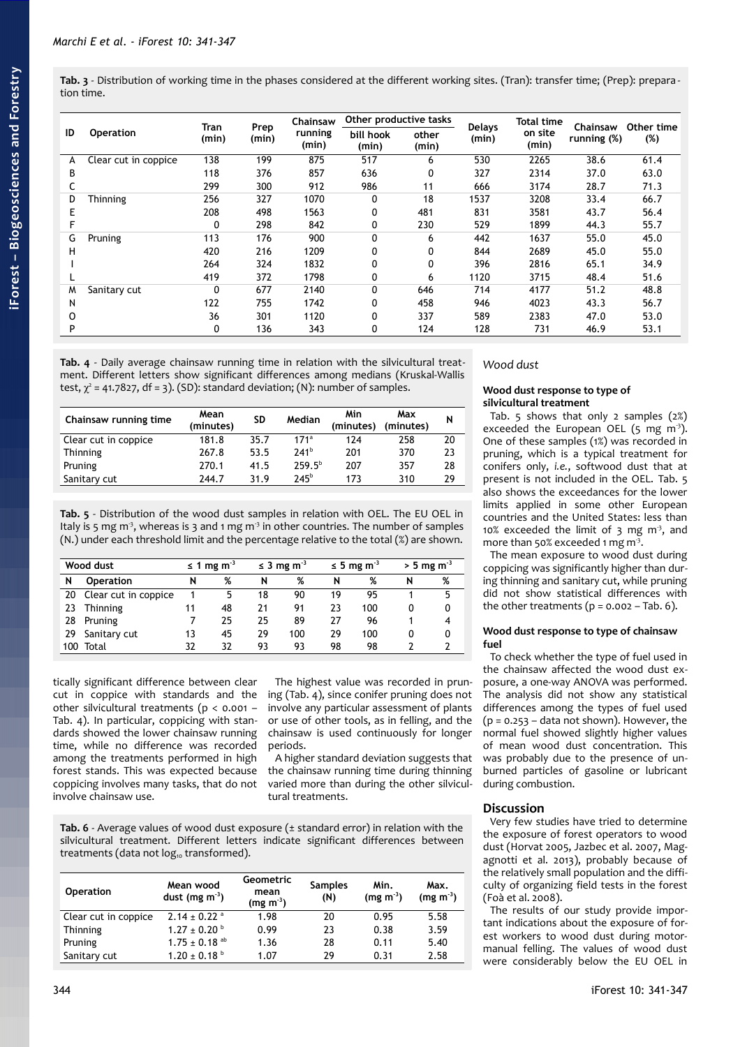**Tab. 3** - Distribution of working time in the phases considered at the different working sites. (Tran): transfer time; (Prep): preparation time.

| ID | Operation | Tran (min) | Prep (min) | Chainsaw running (min) | Other productive tasks | | Delays (min) | Total time on site (min) | Chainsaw running (%) | Other time (%) |
|---|---|---|---|---|---|---|---|---|---|---|
| | | | | | bill hook (min) | other (min) | | | | |
| A | Clear cut in coppice | 138 | 199 | 875 | 517 | 6 | 530 | 2265 | 38.6 | 61.4 |
| B | | 118 | 376 | 857 | 636 | 0 | 327 | 2314 | 37.0 | 63.0 |
| C | | 299 | 300 | 912 | 986 | 11 | 666 | 3174 | 28.7 | 71.3 |
| D | Thinning | 256 | 327 | 1070 | 0 | 18 | 1537 | 3208 | 33.4 | 66.7 |
| E | | 208 | 498 | 1563 | 0 | 481 | 831 | 3581 | 43.7 | 56.4 |
| F | | 0 | 298 | 842 | 0 | 230 | 529 | 1899 | 44.3 | 55.7 |
| G | Pruning | 113 | 176 | 900 | 0 | 6 | 442 | 1637 | 55.0 | 45.0 |
| H | | 420 | 216 | 1209 | 0 | 0 | 844 | 2689 | 45.0 | 55.0 |
| I | | 264 | 324 | 1832 | 0 | 0 | 396 | 2816 | 65.1 | 34.9 |
| L | | 419 | 372 | 1798 | 0 | 6 | 1120 | 3715 | 48.4 | 51.6 |
| M | Sanitary cut | 0 | 677 | 2140 | 0 | 646 | 714 | 4177 | 51.2 | 48.8 |
| N | | 122 | 755 | 1742 | 0 | 458 | 946 | 4023 | 43.3 | 56.7 |
| O | | 36 | 301 | 1120 | 0 | 337 | 589 | 2383 | 47.0 | 53.0 |
| P | | 0 | 136 | 343 | 0 | 124 | 128 | 731 | 46.9 | 53.1 |

**Tab. 4** - Daily average chainsaw running time in relation with the silvicultural treatment. Different letters show significant differences among medians (Kruskal-Wallis test, $\chi^2 = 41.7827$, df = 3). (SD): standard deviation; (N): number of samples.

| Chainsaw running time | Mean (minutes) | SD | Median | Min (minutes) | Max (minutes) | N |
|---|---|---|---|---|---|---|
| Clear cut in coppice | 181.8 | 35.7 | $171^a$ | 124 | 258 | 20 |
| Thinning | 267.8 | 53.5 | $241^b$ | 201 | 370 | 23 |
| Pruning | 270.1 | 41.5 | $259.5^b$ | 207 | 357 | 28 |
| Sanitary cut | 244.7 | 31.9 | $245^b$ | 173 | 310 | 29 |

**Tab. 5** - Distribution of the wood dust samples in relation with OEL. The EU OEL in Italy is 5 mg m$^{-3}$, whereas is 3 and 1 mg m$^{-3}$ in other countries. The number of samples (N.) under each threshold limit and the percentage relative to the total (%) are shown.

| Wood dust | | ≤ 1 mg m$^{-3}$ | | ≤ 3 mg m$^{-3}$ | | ≤ 5 mg m$^{-3}$ | | > 5 mg m$^{-3}$ | |
|---|---|---|---|---|---|---|---|---|---|
| N | Operation | N | % | N | % | N | % | N | % |
| 20 | Clear cut in coppice | 1 | 5 | 18 | 90 | 19 | 95 | 1 | 5 |
| 23 | Thinning | 11 | 48 | 21 | 91 | 23 | 100 | 0 | 0 |
| 28 | Pruning | 7 | 25 | 25 | 89 | 27 | 96 | 1 | 4 |
| 29 | Sanitary cut | 13 | 45 | 29 | 100 | 29 | 100 | 0 | 0 |
| 100 | Total | 32 | 32 | 93 | 93 | 98 | 98 | 2 | 2 |

tically significant difference between clear cut in coppice with standards and the other silvicultural treatments ($p < 0.001$ – Tab. 4). In particular, coppicing with standards showed the lower chainsaw running time, while no difference was recorded among the treatments performed in high forest stands. This was expected because coppicing involves many tasks, that do not involve chainsaw use.

The highest value was recorded in pruning (Tab. 4), since conifer pruning does not involve any particular assessment of plants or use of other tools, as in felling, and the chainsaw is used continuously for longer periods.

A higher standard deviation suggests that the chainsaw running time during thinning varied more than during the other silvicultural treatments.

**Tab. 6** - Average values of wood dust exposure (± standard error) in relation with the silvicultural treatment. Different letters indicate significant differences between treatments (data not log$_{10}$ transformed).

| Operation | Mean wood dust (mg m$^{-3}$) | Geometric mean (mg m$^{-3}$) | Samples (N) | Min. (mg m$^{-3}$) | Max. (mg m$^{-3}$) |
|---|---|---|---|---|---|
| Clear cut in coppice | 2.14 ± 0.22 $^a$ | 1.98 | 20 | 0.95 | 5.58 |
| Thinning | 1.27 ± 0.20 $^b$ | 0.99 | 23 | 0.38 | 3.59 |
| Pruning | 1.75 ± 0.18 $^{ab}$ | 1.36 | 28 | 0.11 | 5.40 |
| Sanitary cut | 1.20 ± 0.18 $^b$ | 1.07 | 29 | 0.31 | 2.58 |

### *Wood dust*

#### Wood dust response to type of silvicultural treatment

Tab. 5 shows that only 2 samples (2%) exceeded the European OEL (5 mg m$^{-3}$). One of these samples (1%) was recorded in pruning, which is a typical treatment for conifers only, *i.e.*, softwood dust that at present is not included in the OEL. Tab. 5 also shows the exceedances for the lower limits applied in some other European countries and the United States: less than 10% exceeded the limit of 3 mg m$^{-3}$, and more than 50% exceeded 1 mg m$^{-3}$.

The mean exposure to wood dust during coppicing was significantly higher than during thinning and sanitary cut, while pruning did not show statistical differences with the other treatments ($p = 0.002$ – Tab. 6).

#### Wood dust response to type of chainsaw fuel

To check whether the type of fuel used in the chainsaw affected the wood dust exposure, a one-way ANOVA was performed. The analysis did not show any statistical differences among the types of fuel used ($p = 0.253$ – data not shown). However, the normal fuel showed slightly higher values of mean wood dust concentration. This was probably due to the presence of unburned particles of gasoline or lubricant during combustion.

## Discussion

Very few studies have tried to determine the exposure of forest operators to wood dust (Horvat 2005, Jazbec et al. 2007, Magagnotti et al. 2013), probably because of the relatively small population and the difficulty of organizing field tests in the forest (Foà et al. 2008).

The results of our study provide important indications about the exposure of forest workers to wood dust during motor-manual felling. The values of wood dust were considerably below the EU OEL in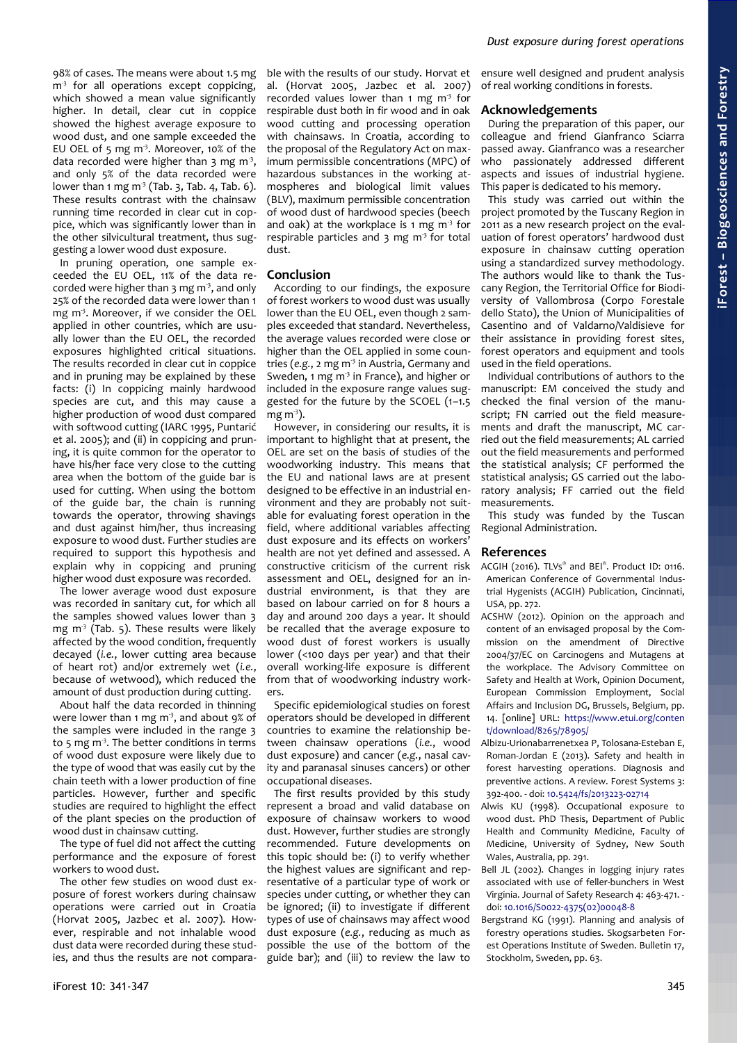98% of cases. The means were about 1.5 mg $m^3$ for all operations except coppicing, which showed a mean value significantly higher. In detail, clear cut in coppice showed the highest average exposure to wood dust, and one sample exceeded the EU OEL of 5 mg $m^{-3}$. Moreover, 10% of the data recorded were higher than 3 mg $m^{-3}$, and only 5% of the data recorded were lower than 1 mg $m^{-3}$ (Tab. 3, Tab. 4, Tab. 6). These results contrast with the chainsaw running time recorded in clear cut in coppice, which was significantly lower than in the other silvicultural treatment, thus suggesting a lower wood dust exposure.

In pruning operation, one sample exceeded the EU OEL, 11% of the data recorded were higher than 3 mg $m^{-3}$, and only 25% of the recorded data were lower than 1 mg $m^{-3}$. Moreover, if we consider the OEL applied in other countries, which are usually lower than the EU OEL, the recorded exposures highlighted critical situations. The results recorded in clear cut in coppice and in pruning may be explained by these facts: (i) In coppicing mainly hardwood species are cut, and this may cause a higher production of wood dust compared with softwood cutting (IARC 1995, Puntarić et al. 2005); and (ii) in coppicing and pruning, it is quite common for the operator to have his/her face very close to the cutting area when the bottom of the guide bar is used for cutting. When using the bottom of the guide bar, the chain is running towards the operator, throwing shavings and dust against him/her, thus increasing exposure to wood dust. Further studies are required to support this hypothesis and explain why in coppicing and pruning higher wood dust exposure was recorded.

The lower average wood dust exposure was recorded in sanitary cut, for which all the samples showed values lower than 3 mg $m^{-3}$ (Tab. 5). These results were likely affected by the wood condition, frequently decayed (*i.e.*, lower cutting area because of heart rot) and/or extremely wet (*i.e.*, because of wetwood), which reduced the amount of dust production during cutting.

About half the data recorded in thinning were lower than 1 mg $m^{-3}$, and about 9% of the samples were included in the range 3 to 5 mg $m^{-3}$. The better conditions in terms of wood dust exposure were likely due to the type of wood that was easily cut by the chain teeth with a lower production of fine particles. However, further and specific studies are required to highlight the effect of the plant species on the production of wood dust in chainsaw cutting.

The type of fuel did not affect the cutting performance and the exposure of forest workers to wood dust.

The other few studies on wood dust exposure of forest workers during chainsaw operations were carried out in Croatia (Horvat 2005, Jazbec et al. 2007). However, respirable and not inhalable wood dust data were recorded during these studies, and thus the results are not comparable with the results of our study. Horvat et al. (Horvat 2005, Jazbec et al. 2007) recorded values lower than 1 mg $m^{-3}$ for respirable dust both in fir wood and in oak wood cutting and processing operation with chainsaws. In Croatia, according to the proposal of the Regulatory Act on maximum permissible concentrations (MPC) of hazardous substances in the working atmospheres and biological limit values (BLV), maximum permissible concentration of wood dust of hardwood species (beech and oak) at the workplace is 1 mg $m^{-3}$ for respirable particles and 3 mg $m^{-3}$ for total dust.

## Conclusion

According to our findings, the exposure of forest workers to wood dust was usually lower than the EU OEL, even though 2 samples exceeded that standard. Nevertheless, the average values recorded were close or higher than the OEL applied in some countries (*e.g.*, 2 mg $m^{-3}$ in Austria, Germany and Sweden, 1 mg $m^{-3}$ in France), and higher or included in the exposure range values suggested for the future by the SCOEL (1–1.5 mg $m^{-3}$).

However, in considering our results, it is important to highlight that at present, the OEL are set on the basis of studies of the woodworking industry. This means that the EU and national laws are at present designed to be effective in an industrial environment and they are probably not suitable for evaluating forest operation in the field, where additional variables affecting dust exposure and its effects on workers' health are not yet defined and assessed. A constructive criticism of the current risk assessment and OEL, designed for an industrial environment, is that they are based on labour carried on for 8 hours a day and around 200 days a year. It should be recalled that the average exposure to wood dust of forest workers is usually lower (<100 days per year) and that their overall working-life exposure is different from that of woodworking industry workers.

Specific epidemiological studies on forest operators should be developed in different countries to examine the relationship between chainsaw operations (*i.e.*, wood dust exposure) and cancer (*e.g.*, nasal cavity and paranasal sinuses cancers) or other occupational diseases.

The first results provided by this study represent a broad and valid database on exposure of chainsaw workers to wood dust. However, further studies are strongly recommended. Future developments on this topic should be: (i) to verify whether the highest values are significant and representative of a particular type of work or species under cutting, or whether they can be ignored; (ii) to investigate if different types of use of chainsaws may affect wood dust exposure (*e.g.*, reducing as much as possible the use of the bottom of the guide bar); and (iii) to review the law to ensure well designed and prudent analysis of real working conditions in forests.

## Acknowledgements

During the preparation of this paper, our colleague and friend Gianfranco Sciarra passed away. Gianfranco was a researcher who passionately addressed different aspects and issues of industrial hygiene. This paper is dedicated to his memory.

This study was carried out within the project promoted by the Tuscany Region in 2011 as a new research project on the evaluation of forest operators' hardwood dust exposure in chainsaw cutting operation using a standardized survey methodology. The authors would like to thank the Tuscany Region, the Territorial Office for Biodiversity of Vallombrosa (Corpo Forestale dello Stato), the Union of Municipalities of Casentino and of Valdarno/Valdisieve for their assistance in providing forest sites, forest operators and equipment and tools used in the field operations.

Individual contributions of authors to the manuscript: EM conceived the study and checked the final version of the manuscript; FN carried out the field measurements and draft the manuscript, MC carried out the field measurements; AL carried out the field measurements and performed the statistical analysis; CF performed the statistical analysis; GS carried out the laboratory analysis; FF carried out the field measurements.

This study was funded by the Tuscan Regional Administration.

## References

ACGIH (2016). TLVs® and BEI®. Product ID: 0116. American Conference of Governmental Industrial Hygenists (ACGIH) Publication, Cincinnati, USA, pp. 272.

ACSHW (2012). Opinion on the approach and content of an envisaged proposal by the Commission on the amendment of Directive 2004/37/EC on Carcinogens and Mutagens at the workplace. The Advisory Committee on Safety and Health at Work, Opinion Document, European Commission Employment, Social Affairs and Inclusion DG, Brussels, Belgium, pp. 14. [online] URL: https://www.etui.org/content/download/8265/78905/

Albizu-Urionabarrenetxea P, Tolosana-Esteban E, Roman-Jordan E (2013). Safety and health in forest harvesting operations. Diagnosis and preventive actions. A review. Forest Systems 3: 392-400. - doi: 10.5424/fs/2013223-02714

Alwis KU (1998). Occupational exposure to wood dust. PhD Thesis, Department of Public Health and Community Medicine, Faculty of Medicine, University of Sydney, New South Wales, Australia, pp. 291.

Bell JL (2002). Changes in logging injury rates associated with use of feller-bunchers in West Virginia. Journal of Safety Research 4: 463-471. - doi: 10.1016/S0022-4375(02)00048-8

Bergstrand KG (1991). Planning and analysis of forestry operations studies. Skogsarbeten Forest Operations Institute of Sweden. Bulletin 17, Stockholm, Sweden, pp. 63.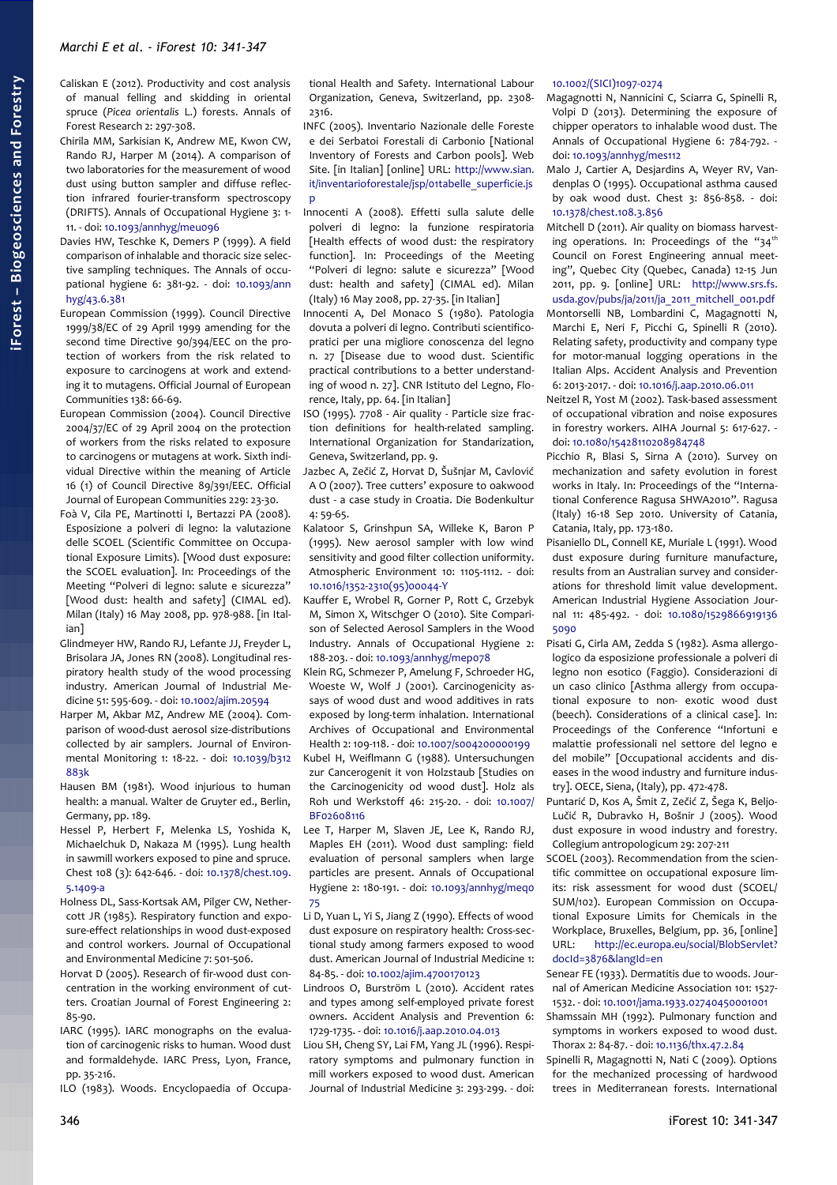Caliskan E (2012). Productivity and cost analysis of manual felling and skidding in oriental spruce (*Picea orientalis* L.) forests. Annals of Forest Research 2: 297-308.

Chirila MM, Sarkisian K, Andrew ME, Kwon CW, Rando RJ, Harper M (2014). A comparison of two laboratories for the measurement of wood dust using button sampler and diffuse reflection infrared fourier-transform spectroscopy (DRIFTS). Annals of Occupational Hygiene 3: 1-11. - doi: 10.1093/annhyg/meu096

Davies HW, Teschke K, Demers P (1999). A field comparison of inhalable and thoracic size selective sampling techniques. The Annals of occupational hygiene 6: 381-92. - doi: 10.1093/annhyg/43.6.381

European Commission (1999). Council Directive 1999/38/EC of 29 April 1999 amending for the second time Directive 90/394/EEC on the protection of workers from the risk related to exposure to carcinogens at work and extending it to mutagens. Official Journal of European Communities 138: 66-69.

European Commission (2004). Council Directive 2004/37/EC of 29 April 2004 on the protection of workers from the risks related to exposure to carcinogens or mutagens at work. Sixth individual Directive within the meaning of Article 16 (1) of Council Directive 89/391/EEC. Official Journal of European Communities 229: 23-30.

Foà V, Cila PE, Martinotti I, Bertazzi PA (2008). Esposizione a polveri di legno: la valutazione delle SCOEL (Scientific Committee on Occupational Exposure Limits). [Wood dust exposure: the SCOEL evaluation]. In: Proceedings of the Meeting "Polveri di legno: salute e sicurezza" [Wood dust: health and safety] (CIMAL ed). Milan (Italy) 16 May 2008, pp. 978-988. [in Italian]

Glindmeyer HW, Rando RJ, Lefante JJ, Freyder L, Brisolara JA, Jones RN (2008). Longitudinal respiratory health study of the wood processing industry. American Journal of Industrial Medicine 51: 595-609. - doi: 10.1002/ajim.20594

Harper M, Akbar MZ, Andrew ME (2004). Comparison of wood-dust aerosol size-distributions collected by air samplers. Journal of Environmental Monitoring 1: 18-22. - doi: 10.1039/b312883k

Hausen BM (1981). Wood injurious to human health: a manual. Walter de Gruyter ed., Berlin, Germany, pp. 189.

Hessel P, Herbert F, Melenka LS, Yoshida K, Michaelchuk D, Nakaza M (1995). Lung health in sawmill workers exposed to pine and spruce. Chest 108 (3): 642-646. - doi: 10.1378/chest.109.5.1409-a

Holness DL, Sass-Kortsak AM, Pilger CW, Nethercott JR (1985). Respiratory function and exposure-effect relationships in wood dust-exposed and control workers. Journal of Occupational and Environmental Medicine 7: 501-506.

Horvat D (2005). Research of fir-wood dust concentration in the working environment of cutters. Croatian Journal of Forest Engineering 2: 85-90.

IARC (1995). IARC monographs on the evaluation of carcinogenic risks to human. Wood dust and formaldehyde. IARC Press, Lyon, France, pp. 35-216.

ILO (1983). Woods. Encyclopaedia of Occupational Health and Safety. International Labour Organization, Geneva, Switzerland, pp. 2308-2316.

INFC (2005). Inventario Nazionale delle Foreste e dei Serbatoi Forestali di Carbonio [National Inventory of Forests and Carbon pools]. Web Site. [in Italian] [online] URL: http://www.sian.it/inventarioforestale/jsp/01tabelle_superficie.jsp

Innocenti A (2008). Effetti sulla salute delle polveri di legno: la funzione respiratoria [Health effects of wood dust: the respiratory function]. In: Proceedings of the Meeting "Polveri di legno: salute e sicurezza" [Wood dust: health and safety] (CIMAL ed). Milan (Italy) 16 May 2008, pp. 27-35. [in Italian]

Innocenti A, Del Monaco S (1980). Patologia dovuta a polveri di legno. Contributi scientifico-pratici per una migliore conoscenza del legno n. 27 [Disease due to wood dust. Scientific practical contributions to a better understanding of wood n. 27]. CNR Istituto del Legno, Florence, Italy, pp. 64. [in Italian]

ISO (1995). 7708 - Air quality - Particle size fraction definitions for health-related sampling. International Organization for Standarization, Geneva, Switzerland, pp. 9.

Jazbec A, Zečić Z, Horvat D, Šušnjar M, Cavlović A O (2007). Tree cutters' exposure to oakwood dust - a case study in Croatia. Die Bodenkultur 4: 59-65.

Kalatoor S, Grinshpun SA, Willeke K, Baron P (1995). New aerosol sampler with low wind sensitivity and good filter collection uniformity. Atmospheric Environment 10: 1105-1112. - doi: 10.1016/1352-2310(95)00044-Y

Kauffer E, Wrobel R, Gorner P, Rott C, Grzebyk M, Simon X, Witschger O (2010). Site Comparison of Selected Aerosol Samplers in the Wood Industry. Annals of Occupational Hygiene 2: 188-203. - doi: 10.1093/annhyg/mep078

Klein RG, Schmezer P, Amelung F, Schroeder HG, Woeste W, Wolf J (2001). Carcinogenicity assays of wood dust and wood additives in rats exposed by long-term inhalation. International Archives of Occupational and Environmental Health 2: 109-118. - doi: 10.1007/s004200000199

Kubel H, Weißmann G (1988). Untersuchungen zur Cancerogenit it von Holzstaub [Studies on the Carcinogenicity od wood dust]. Holz als Roh und Werkstoff 46: 215-20. - doi: 10.1007/BF02608116

Lee T, Harper M, Slaven JE, Lee K, Rando RJ, Maples EH (2011). Wood dust sampling: field evaluation of personal samplers when large particles are present. Annals of Occupational Hygiene 2: 180-191. - doi: 10.1093/annhyg/meq075

Li D, Yuan L, Yi S, Jiang Z (1990). Effects of wood dust exposure on respiratory health: Cross-sectional study among farmers exposed to wood dust. American Journal of Industrial Medicine 1: 84-85. - doi: 10.1002/ajim.4700170123

Lindroos O, Burström L (2010). Accident rates and types among self-employed private forest owners. Accident Analysis and Prevention 6: 1729-1735. - doi: 10.1016/j.aap.2010.04.013

Liou SH, Cheng SY, Lai FM, Yang JL (1996). Respiratory symptoms and pulmonary function in mill workers exposed to wood dust. American Journal of Industrial Medicine 3: 293-299. - doi: 10.1002/(SICI)1097-0274

Magagnotti N, Nannicini C, Sciarra G, Spinelli R, Volpi D (2013). Determining the exposure of chipper operators to inhalable wood dust. The Annals of Occupational Hygiene 6: 784-792. - doi: 10.1093/annhyg/mes112

Malo J, Cartier A, Desjardins A, Weyer RV, Vandenplas O (1995). Occupational asthma caused by oak wood dust. Chest 3: 856-858. - doi: 10.1378/chest.108.3.856

Mitchell D (2011). Air quality on biomass harvesting operations. In: Proceedings of the "34th Council on Forest Engineering annual meeting", Quebec City (Quebec, Canada) 12-15 Jun 2011, pp. 9. [online] URL: http://www.srs.fs.usda.gov/pubs/ja/2011/ja_2011_mitchell_001.pdf

Montorselli NB, Lombardini C, Magagnotti N, Marchi E, Neri F, Picchi G, Spinelli R (2010). Relating safety, productivity and company type for motor-manual logging operations in the Italian Alps. Accident Analysis and Prevention 6: 2013-2017. - doi: 10.1016/j.aap.2010.06.011

Neitzel R, Yost M (2002). Task-based assessment of occupational vibration and noise exposures in forestry workers. AIHA Journal 5: 617-627. - doi: 10.1080/15428110208984748

Picchio R, Blasi S, Sirna A (2010). Survey on mechanization and safety evolution in forest works in Italy. In: Proceedings of the "International Conference Ragusa SHWA2010". Ragusa (Italy) 16-18 Sep 2010. University of Catania, Catania, Italy, pp. 173-180.

Pisaniello DL, Connell KE, Muriale L (1991). Wood dust exposure during furniture manufacture, results from an Australian survey and considerations for threshold limit value development. American Industrial Hygiene Association Journal 11: 485-492. - doi: 10.1080/15298669191365090

Pisati G, Cirla AM, Zedda S (1982). Asma allergologico da esposizione professionale a polveri di legno non esotico (Faggio). Considerazioni di un caso clinico [Asthma allergy from occupational exposure to non- exotic wood dust (beech). Considerations of a clinical case]. In: Proceedings of the Conference "Infortuni e malattie professionali nel settore del legno e del mobile" [Occupational accidents and diseases in the wood industry and furniture industry]. OECE, Siena, (Italy), pp. 472-478.

Puntarić D, Kos A, Šmit Z, Zečić Z, Šega K, Beljo-Lučić R, Dubravko H, Bošnir J (2005). Wood dust exposure in wood industry and forestry. Collegium antropologicum 29: 207-211

SCOEL (2003). Recommendation from the scientific committee on occupational exposure limits: risk assessment for wood dust (SCOEL/SUM/102). European Commission on Occupational Exposure Limits for Chemicals in the Workplace, Bruxelles, Belgium, pp. 36, [online] URL: http://ec.europa.eu/social/BlobServlet?docId=3876&langId=en

Senear FE (1933). Dermatitis due to woods. Journal of American Medicine Association 101: 1527-1532. - doi: 10.1001/jama.1933.02740450001001

Shamssain MH (1992). Pulmonary function and symptoms in workers exposed to wood dust. Thorax 2: 84-87. - doi: 10.1136/thx.47.2.84

Spinelli R, Magagnotti N, Nati C (2009). Options for the mechanized processing of hardwood trees in Mediterranean forests. International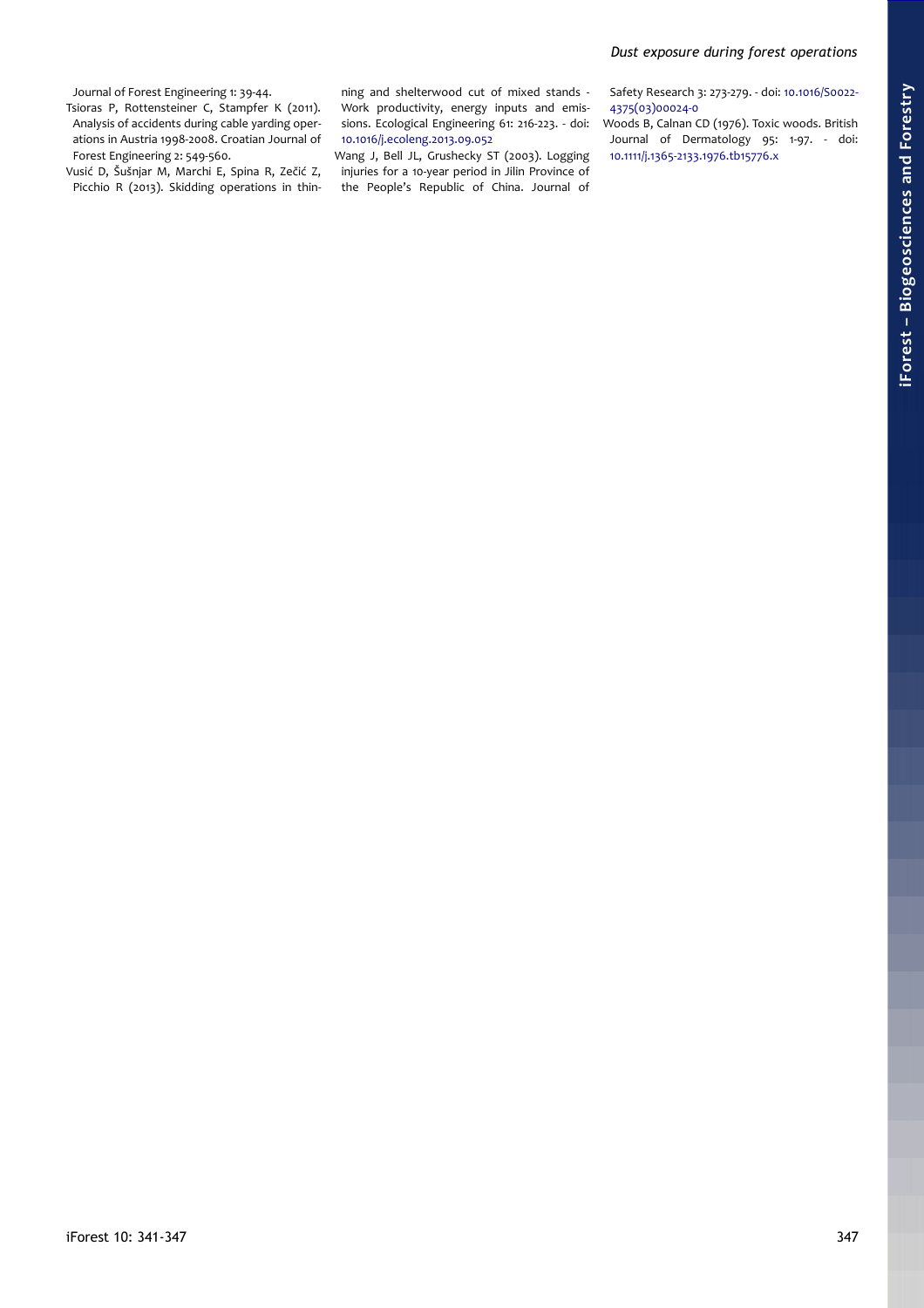Journal of Forest Engineering 1: 39-44.

Tsioras P, Rottensteiner C, Stampfer K (2011). Analysis of accidents during cable yarding operations in Austria 1998-2008. Croatian Journal of Forest Engineering 2: 549-560.

Vusić D, Šušnjar M, Marchi E, Spina R, Zečić Z, Picchio R (2013). Skidding operations in thinning and shelterwood cut of mixed stands - Work productivity, energy inputs and emissions. Ecological Engineering 61: 216-223. - doi: 10.1016/j.ecoleng.2013.09.052

Wang J, Bell JL, Grushecky ST (2003). Logging injuries for a 10-year period in Jilin Province of the People's Republic of China. Journal of Safety Research 3: 273-279. - doi: 10.1016/S0022-4375(03)00024-0

Woods B, Calnan CD (1976). Toxic woods. British Journal of Dermatology 95: 1-97. - doi: 10.1111/j.1365-2133.1976.tb15776.x